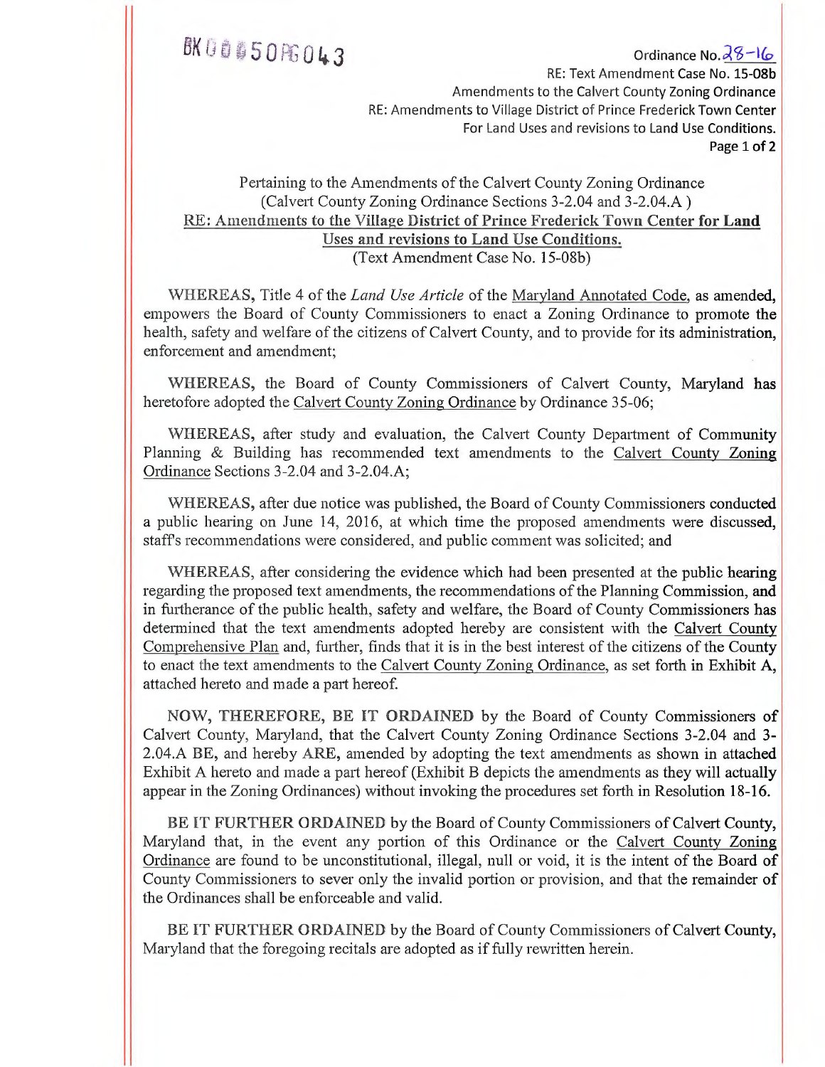BK 0 0 0 5 0 PG 0 4 3

Ordinance No. 28-16
RE: Text Amendment Case No. 15-08b
Amendments to the Calvert County Zoning Ordinance
RE: Amendments to Village District of Prince Frederick Town Center
For Land Uses and revisions to Land Use Conditions.

Pertaining to the Amendments of the Calvert County Zoning Ordinance
(Calvert County Zoning Ordinance Sections 3-2.04 and 3-2.04.A )
RE: Amendments to the Village District of Prince Frederick Town Center for Land Uses and revisions to Land Use Conditions.
(Text Amendment Case No. 15-08b)

WHEREAS, Title 4 of the *Land Use Article* of the Maryland Annotated Code, as amended, empowers the Board of County Commissioners to enact a Zoning Ordinance to promote the health, safety and welfare of the citizens of Calvert County, and to provide for its administration, enforcement and amendment;

WHEREAS, the Board of County Commissioners of Calvert County, Maryland has heretofore adopted the Calvert County Zoning Ordinance by Ordinance 35-06;

WHEREAS, after study and evaluation, the Calvert County Department of Community Planning & Building has recommended text amendments to the Calvert County Zoning Ordinance Sections 3-2.04 and 3-2.04.A;

WHEREAS, after due notice was published, the Board of County Commissioners conducted a public hearing on June 14, 2016, at which time the proposed amendments were discussed, staff's recommendations were considered, and public comment was solicited; and

WHEREAS, after considering the evidence which had been presented at the public hearing regarding the proposed text amendments, the recommendations of the Planning Commission, and in furtherance of the public health, safety and welfare, the Board of County Commissioners has determined that the text amendments adopted hereby are consistent with the Calvert County Comprehensive Plan and, further, finds that it is in the best interest of the citizens of the County to enact the text amendments to the Calvert County Zoning Ordinance, as set forth in Exhibit A, attached hereto and made a part hereof.

NOW, THEREFORE, BE IT ORDAINED by the Board of County Commissioners of Calvert County, Maryland, that the Calvert County Zoning Ordinance Sections 3-2.04 and 3-2.04.A BE, and hereby ARE, amended by adopting the text amendments as shown in attached Exhibit A hereto and made a part hereof (Exhibit B depicts the amendments as they will actually appear in the Zoning Ordinances) without invoking the procedures set forth in Resolution 18-16.

BE IT FURTHER ORDAINED by the Board of County Commissioners of Calvert County, Maryland that, in the event any portion of this Ordinance or the Calvert County Zoning Ordinance are found to be unconstitutional, illegal, null or void, it is the intent of the Board of County Commissioners to sever only the invalid portion or provision, and that the remainder of the Ordinances shall be enforceable and valid.

BE IT FURTHER ORDAINED by the Board of County Commissioners of Calvert County, Maryland that the foregoing recitals are adopted as if fully rewritten herein.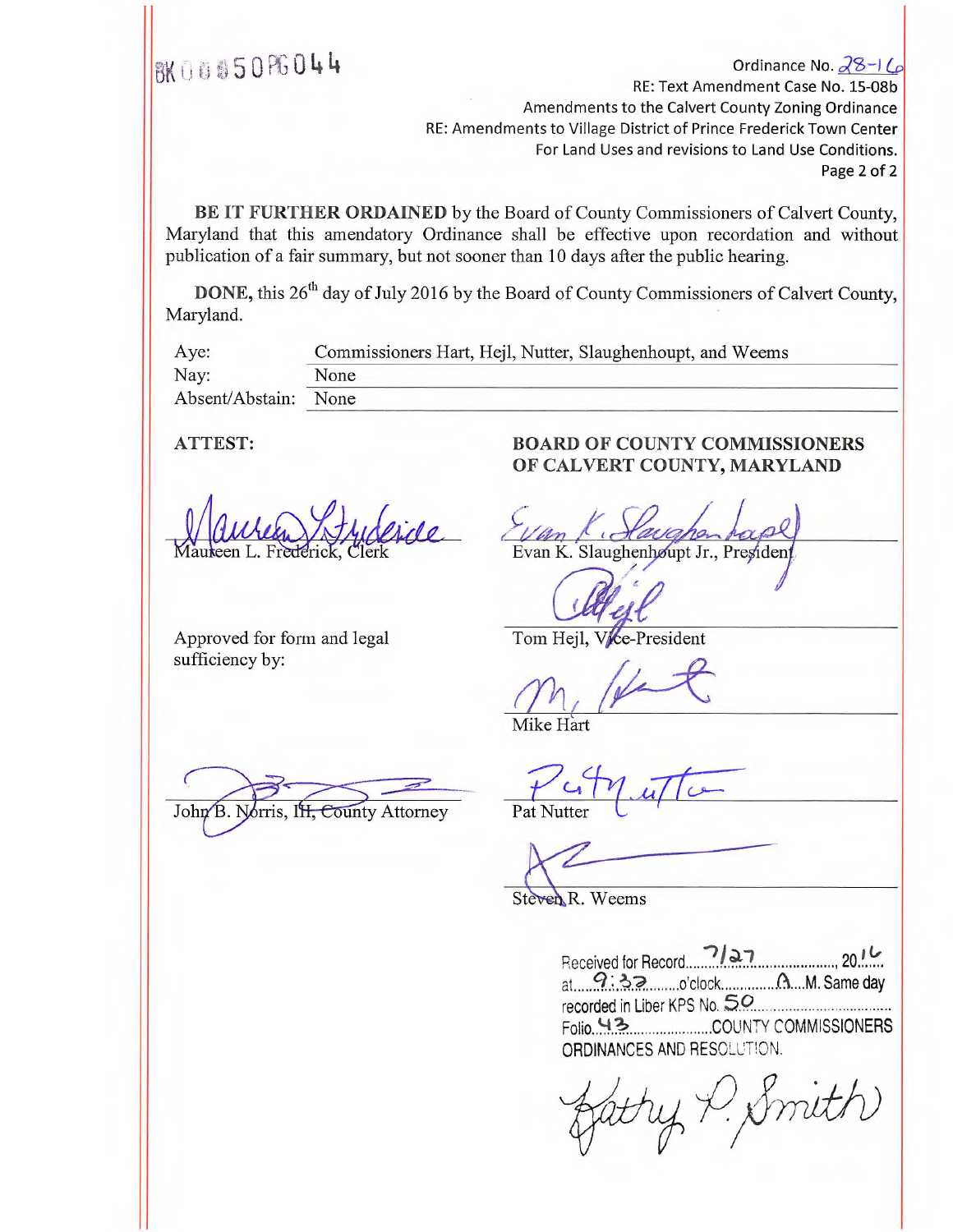BK 0050 PG 044

Ordinance No. 28-16
RE: Text Amendment Case No. 15-08b
Amendments to the Calvert County Zoning Ordinance
RE: Amendments to Village District of Prince Frederick Town Center
For Land Uses and revisions to Land Use Conditions.

**BE IT FURTHER ORDAINED** by the Board of County Commissioners of Calvert County, Maryland that this amendatory Ordinance shall be effective upon recordation and without publication of a fair summary, but not sooner than 10 days after the public hearing.

**DONE,** this 26th day of July 2016 by the Board of County Commissioners of Calvert County, Maryland.

| | |
|---|---|
| Aye: | Commissioners Hart, Hejl, Nutter, Slaughenhoupt, and Weems |
| Nay: | None |
| Absent/Abstain: | None |

**ATTEST:**

Maureen L. Frederick, Clerk

Approved for form and legal sufficiency by:

John B. Norris, III, County Attorney

**BOARD OF COUNTY COMMISSIONERS OF CALVERT COUNTY, MARYLAND**

Evan K. Slaughenhoupt Jr., President

Tom Hejl, Vice-President

Mike Hart

Pat Nutter

Steven R. Weems

Received for Record 7/27, 2016 at 9:33 o'clock A.M. Same day recorded in Liber KPS No. 50 Folio 43 COUNTY COMMISSIONERS ORDINANCES AND RESOLUTION.

Kathy P. Smith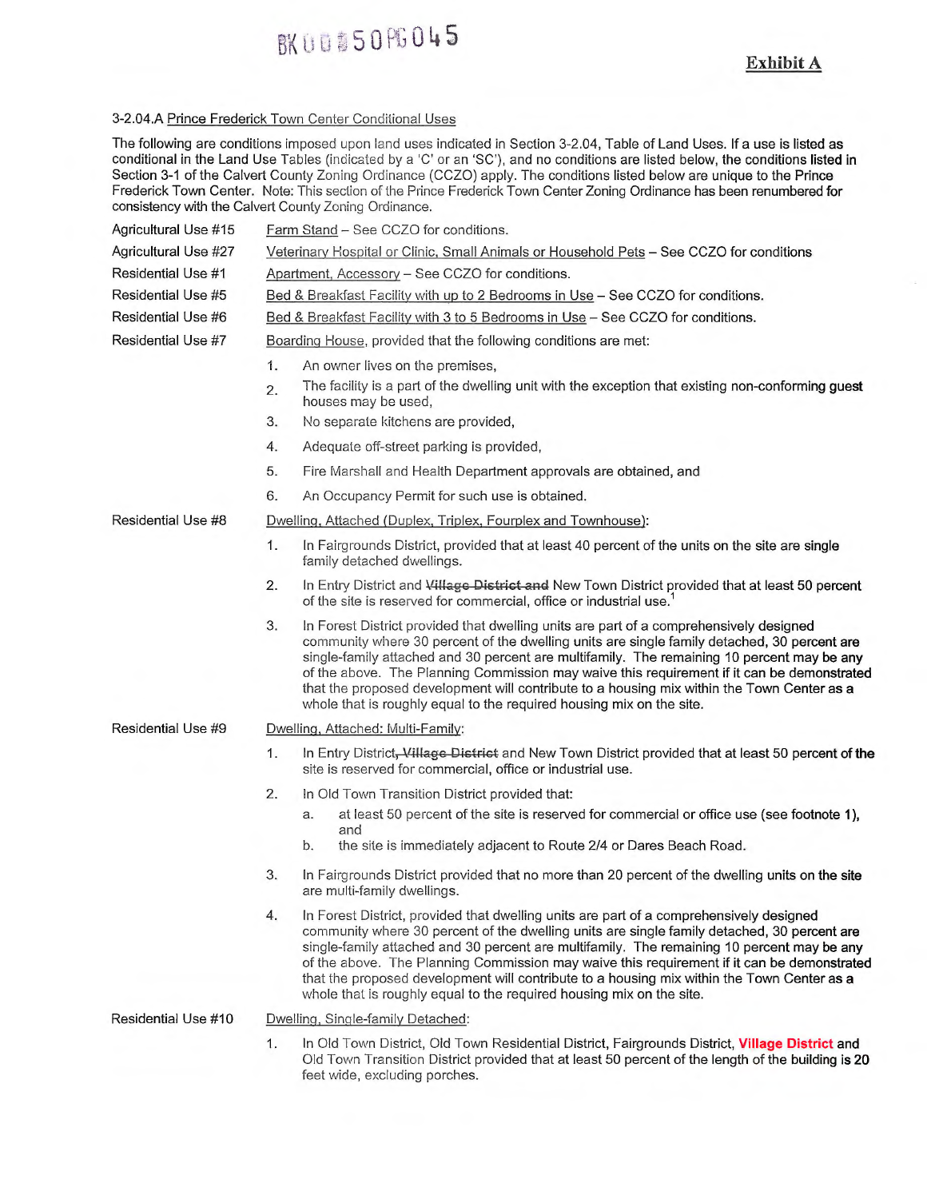BK 0050 PG 045

**Exhibit A**

3-2.04.A Prince Frederick Town Center Conditional Uses

The following are conditions imposed upon land uses indicated in Section 3-2.04, Table of Land Uses. If a use is listed as conditional in the Land Use Tables (indicated by a 'C' or an 'SC'), and no conditions are listed below, the conditions listed in Section 3-1 of the Calvert County Zoning Ordinance (CCZO) apply. The conditions listed below are unique to the Prince Frederick Town Center. Note: This section of the Prince Frederick Town Center Zoning Ordinance has been renumbered for consistency with the Calvert County Zoning Ordinance.

Agricultural Use #15 — Farm Stand – See CCZO for conditions.

Agricultural Use #27 — Veterinary Hospital or Clinic, Small Animals or Household Pets – See CCZO for conditions

Residential Use #1 — Apartment, Accessory – See CCZO for conditions.

Residential Use #5 — Bed & Breakfast Facility with up to 2 Bedrooms in Use – See CCZO for conditions.

Residential Use #6 — Bed & Breakfast Facility with 3 to 5 Bedrooms in Use – See CCZO for conditions.

Residential Use #7 — Boarding House, provided that the following conditions are met:

1. An owner lives on the premises,
2. The facility is a part of the dwelling unit with the exception that existing non-conforming guest houses may be used,
3. No separate kitchens are provided,
4. Adequate off-street parking is provided,
5. Fire Marshall and Health Department approvals are obtained, and
6. An Occupancy Permit for such use is obtained.

Residential Use #8 — Dwelling, Attached (Duplex, Triplex, Fourplex and Townhouse):

1. In Fairgrounds District, provided that at least 40 percent of the units on the site are single family detached dwellings.
2. In Entry District and ~~Village District and~~ New Town District provided that at least 50 percent of the site is reserved for commercial, office or industrial use.[1]
3. In Forest District provided that dwelling units are part of a comprehensively designed community where 30 percent of the dwelling units are single family detached, 30 percent are single-family attached and 30 percent are multifamily. The remaining 10 percent may be any of the above. The Planning Commission may waive this requirement if it can be demonstrated that the proposed development will contribute to a housing mix within the Town Center as a whole that is roughly equal to the required housing mix on the site.

Residential Use #9 — Dwelling, Attached: Multi-Family:

1. In Entry District~~, Village District~~ and New Town District provided that at least 50 percent of the site is reserved for commercial, office or industrial use.
2. In Old Town Transition District provided that:
   a. at least 50 percent of the site is reserved for commercial or office use (see footnote 1), and
   b. the site is immediately adjacent to Route 2/4 or Dares Beach Road.
3. In Fairgrounds District provided that no more than 20 percent of the dwelling units on the site are multi-family dwellings.
4. In Forest District, provided that dwelling units are part of a comprehensively designed community where 30 percent of the dwelling units are single family detached, 30 percent are single-family attached and 30 percent are multifamily. The remaining 10 percent may be any of the above. The Planning Commission may waive this requirement if it can be demonstrated that the proposed development will contribute to a housing mix within the Town Center as a whole that is roughly equal to the required housing mix on the site.

Residential Use #10 — Dwelling, Single-family Detached:

1. In Old Town District, Old Town Residential District, Fairgrounds District, **Village District** and Old Town Transition District provided that at least 50 percent of the length of the building is 20 feet wide, excluding porches.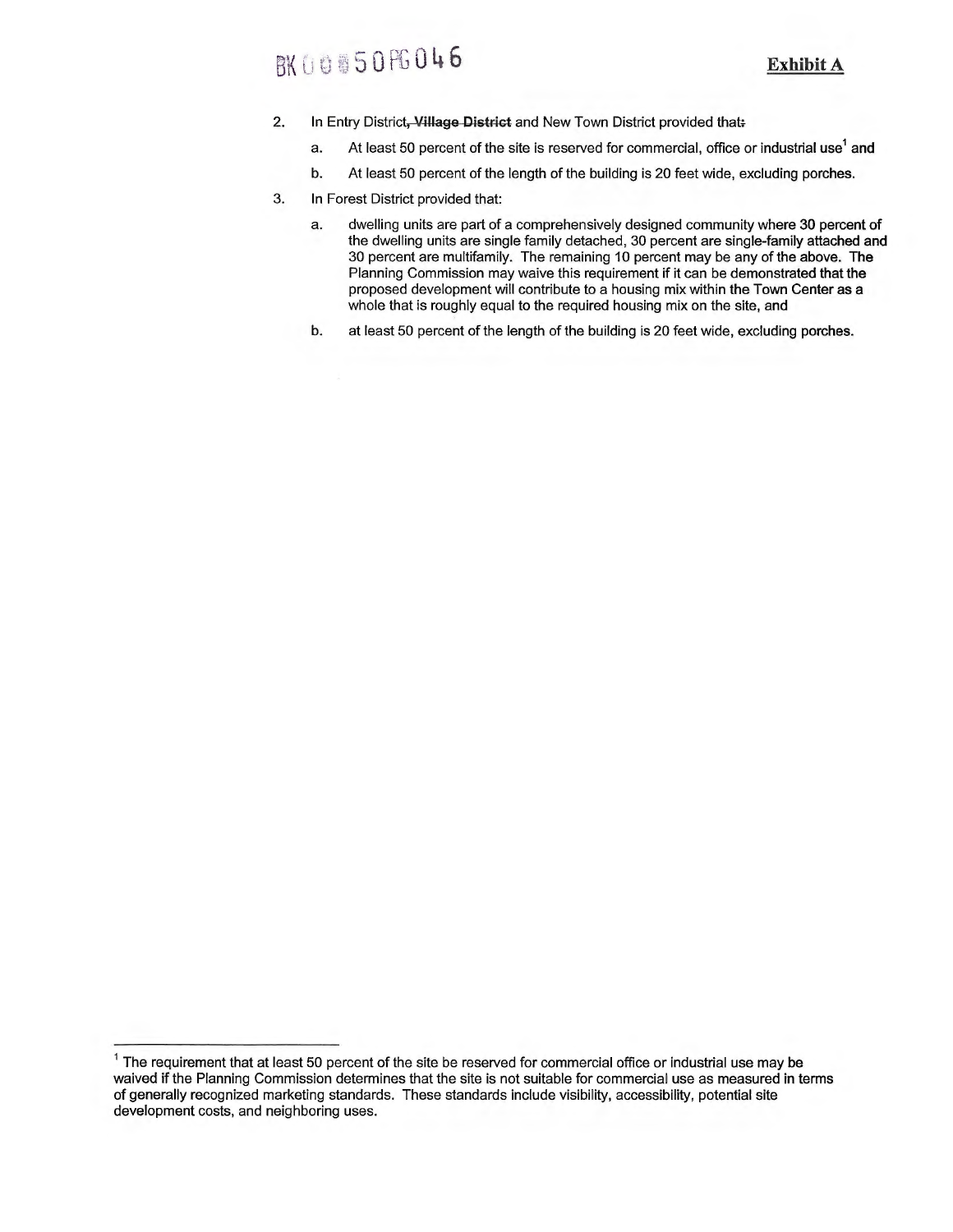**Exhibit A**

2. In Entry District~~, Village District~~ and New Town District provided that~~:~~
   a. At least 50 percent of the site is reserved for commercial, office or industrial use[1] and
   b. At least 50 percent of the length of the building is 20 feet wide, excluding porches.
3. In Forest District provided that:
   a. dwelling units are part of a comprehensively designed community where 30 percent of the dwelling units are single family detached, 30 percent are single-family attached and 30 percent are multifamily. The remaining 10 percent may be any of the above. The Planning Commission may waive this requirement if it can be demonstrated that the proposed development will contribute to a housing mix within the Town Center as a whole that is roughly equal to the required housing mix on the site, and
   b. at least 50 percent of the length of the building is 20 feet wide, excluding porches.

---

[1] The requirement that at least 50 percent of the site be reserved for commercial office or industrial use may be waived if the Planning Commission determines that the site is not suitable for commercial use as measured in terms of generally recognized marketing standards. These standards include visibility, accessibility, potential site development costs, and neighboring uses.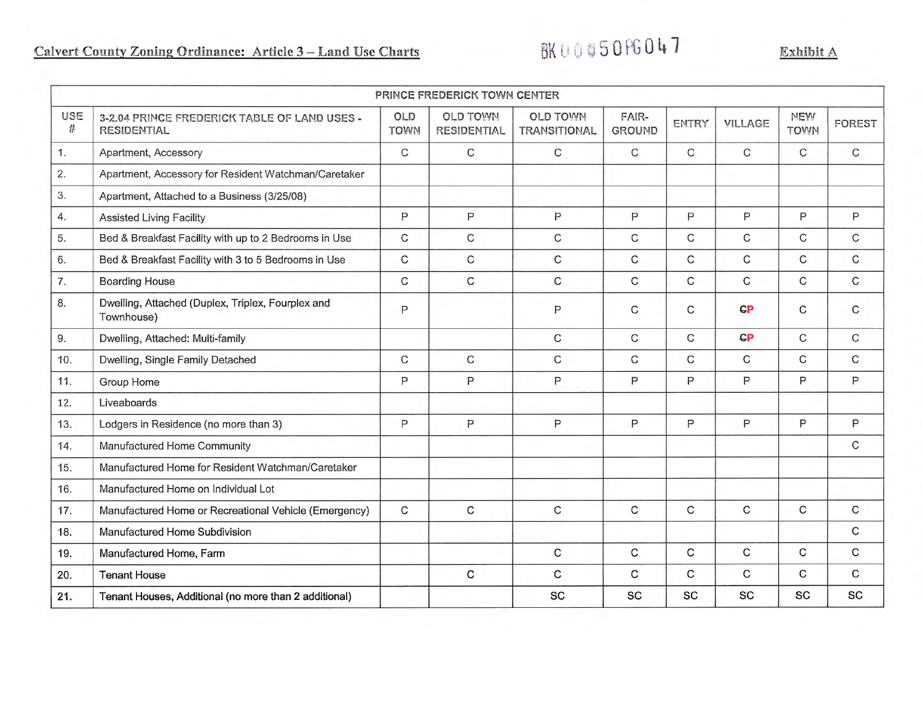Calvert County Zoning Ordinance: Article 3 – Land Use Charts

BK 0 0 5 0 PG 0 4 7

Exhibit A

| PRINCE FREDERICK TOWN CENTER | | | | | | | | | |
|---|---|---|---|---|---|---|---|---|---|
| USE # | 3-2.04 PRINCE FREDERICK TABLE OF LAND USES - RESIDENTIAL | OLD TOWN | OLD TOWN RESIDENTIAL | OLD TOWN TRANSITIONAL | FAIR-GROUND | ENTRY | VILLAGE | NEW TOWN | FOREST |
| 1. | Apartment, Accessory | C | C | C | C | C | C | C | C |
| 2. | Apartment, Accessory for Resident Watchman/Caretaker | | | | | | | | |
| 3. | Apartment, Attached to a Business (3/25/08) | | | | | | | | |
| 4. | Assisted Living Facility | P | P | P | P | P | P | P | P |
| 5. | Bed & Breakfast Facility with up to 2 Bedrooms in Use | C | C | C | C | C | C | C | C |
| 6. | Bed & Breakfast Facility with 3 to 5 Bedrooms in Use | C | C | C | C | C | C | C | C |
| 7. | Boarding House | C | C | C | C | C | C | C | C |
| 8. | Dwelling, Attached (Duplex, Triplex, Fourplex and Townhouse) | P | | P | C | C | ~~C~~P | C | C |
| 9. | Dwelling, Attached: Multi-family | | | C | C | C | ~~C~~P | C | C |
| 10. | Dwelling, Single Family Detached | C | C | C | C | C | C | C | C |
| 11. | Group Home | P | P | P | P | P | P | P | P |
| 12. | Liveaboards | | | | | | | | |
| 13. | Lodgers in Residence (no more than 3) | P | P | P | P | P | P | P | P |
| 14. | Manufactured Home Community | | | | | | | | C |
| 15. | Manufactured Home for Resident Watchman/Caretaker | | | | | | | | |
| 16. | Manufactured Home on Individual Lot | | | | | | | | |
| 17. | Manufactured Home or Recreational Vehicle (Emergency) | C | C | C | C | C | C | C | C |
| 18. | Manufactured Home Subdivision | | | | | | | | C |
| 19. | Manufactured Home, Farm | | | C | C | C | C | C | C |
| 20. | Tenant House | | C | C | C | C | C | C | C |
| 21. | Tenant Houses, Additional (no more than 2 additional) | | | SC | SC | SC | SC | SC | SC |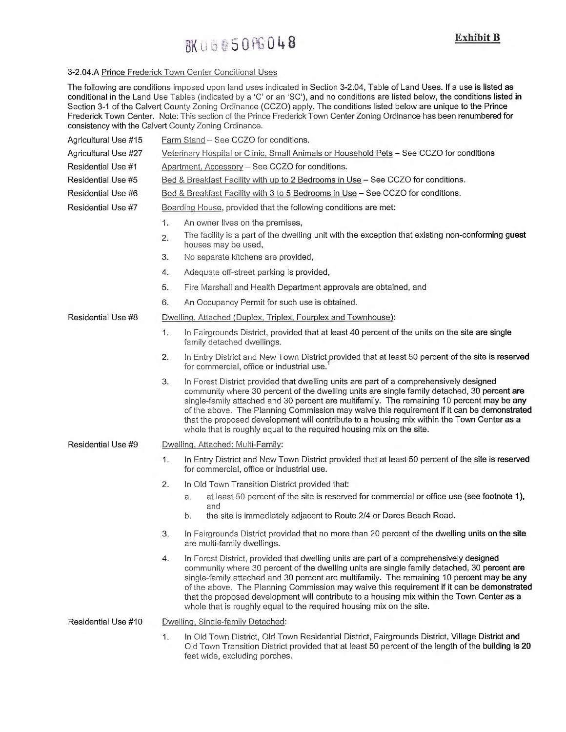BK 0 6 5 0 PG 0 4 8

**Exhibit B**

3-2.04.A Prince Frederick Town Center Conditional Uses

The following are conditions imposed upon land uses indicated in Section 3-2.04, Table of Land Uses. If a use is listed as conditional in the Land Use Tables (indicated by a 'C' or an 'SC'), and no conditions are listed below, the conditions listed in Section 3-1 of the Calvert County Zoning Ordinance (CCZO) apply. The conditions listed below are unique to the Prince Frederick Town Center. Note: This section of the Prince Frederick Town Center Zoning Ordinance has been renumbered for consistency with the Calvert County Zoning Ordinance.

Agricultural Use #15 — Farm Stand – See CCZO for conditions.

Agricultural Use #27 — Veterinary Hospital or Clinic, Small Animals or Household Pets – See CCZO for conditions

Residential Use #1 — Apartment, Accessory – See CCZO for conditions.

Residential Use #5 — Bed & Breakfast Facility with up to 2 Bedrooms in Use – See CCZO for conditions.

Residential Use #6 — Bed & Breakfast Facility with 3 to 5 Bedrooms in Use – See CCZO for conditions.

Residential Use #7 — Boarding House, provided that the following conditions are met:

1. An owner lives on the premises,
2. The facility is a part of the dwelling unit with the exception that existing non-conforming guest houses may be used,
3. No separate kitchens are provided,
4. Adequate off-street parking is provided,
5. Fire Marshall and Health Department approvals are obtained, and
6. An Occupancy Permit for such use is obtained.

Residential Use #8 — Dwelling, Attached (Duplex, Triplex, Fourplex and Townhouse):

1. In Fairgrounds District, provided that at least 40 percent of the units on the site are single family detached dwellings.
2. In Entry District and New Town District provided that at least 50 percent of the site is reserved for commercial, office or industrial use.[1]
3. In Forest District provided that dwelling units are part of a comprehensively designed community where 30 percent of the dwelling units are single family detached, 30 percent are single-family attached and 30 percent are multifamily. The remaining 10 percent may be any of the above. The Planning Commission may waive this requirement if it can be demonstrated that the proposed development will contribute to a housing mix within the Town Center as a whole that is roughly equal to the required housing mix on the site.

Residential Use #9 — Dwelling, Attached: Multi-Family:

1. In Entry District and New Town District provided that at least 50 percent of the site is reserved for commercial, office or industrial use.
2. In Old Town Transition District provided that:
   a. at least 50 percent of the site is reserved for commercial or office use (see footnote 1), and
   b. the site is immediately adjacent to Route 2/4 or Dares Beach Road.
3. In Fairgrounds District provided that no more than 20 percent of the dwelling units on the site are multi-family dwellings.
4. In Forest District, provided that dwelling units are part of a comprehensively designed community where 30 percent of the dwelling units are single family detached, 30 percent are single-family attached and 30 percent are multifamily. The remaining 10 percent may be any of the above. The Planning Commission may waive this requirement if it can be demonstrated that the proposed development will contribute to a housing mix within the Town Center as a whole that is roughly equal to the required housing mix on the site.

Residential Use #10 — Dwelling, Single-family Detached:

1. In Old Town District, Old Town Residential District, Fairgrounds District, Village District and Old Town Transition District provided that at least 50 percent of the length of the building is 20 feet wide, excluding porches.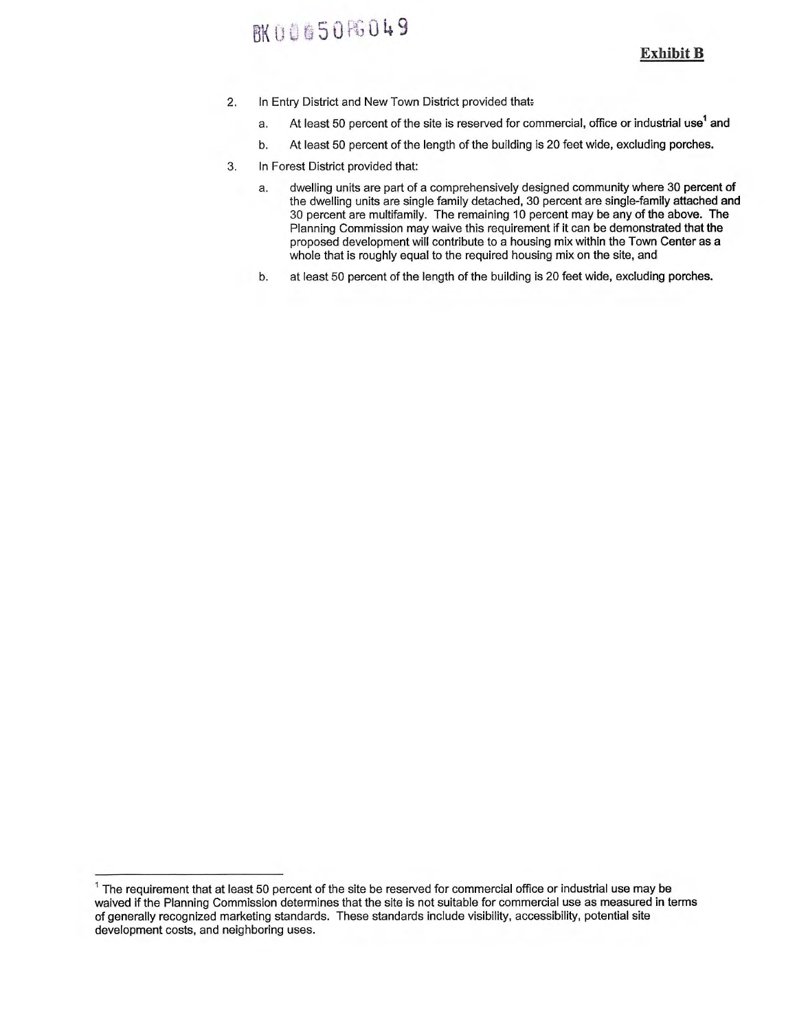**Exhibit B**

2. In Entry District and New Town District provided that:
   a. At least 50 percent of the site is reserved for commercial, office or industrial use[1] and
   b. At least 50 percent of the length of the building is 20 feet wide, excluding porches.
3. In Forest District provided that:
   a. dwelling units are part of a comprehensively designed community where 30 percent of the dwelling units are single family detached, 30 percent are single-family attached and 30 percent are multifamily. The remaining 10 percent may be any of the above. The Planning Commission may waive this requirement if it can be demonstrated that the proposed development will contribute to a housing mix within the Town Center as a whole that is roughly equal to the required housing mix on the site, and
   b. at least 50 percent of the length of the building is 20 feet wide, excluding porches.

---

[1] The requirement that at least 50 percent of the site be reserved for commercial office or industrial use may be waived if the Planning Commission determines that the site is not suitable for commercial use as measured in terms of generally recognized marketing standards. These standards include visibility, accessibility, potential site development costs, and neighboring uses.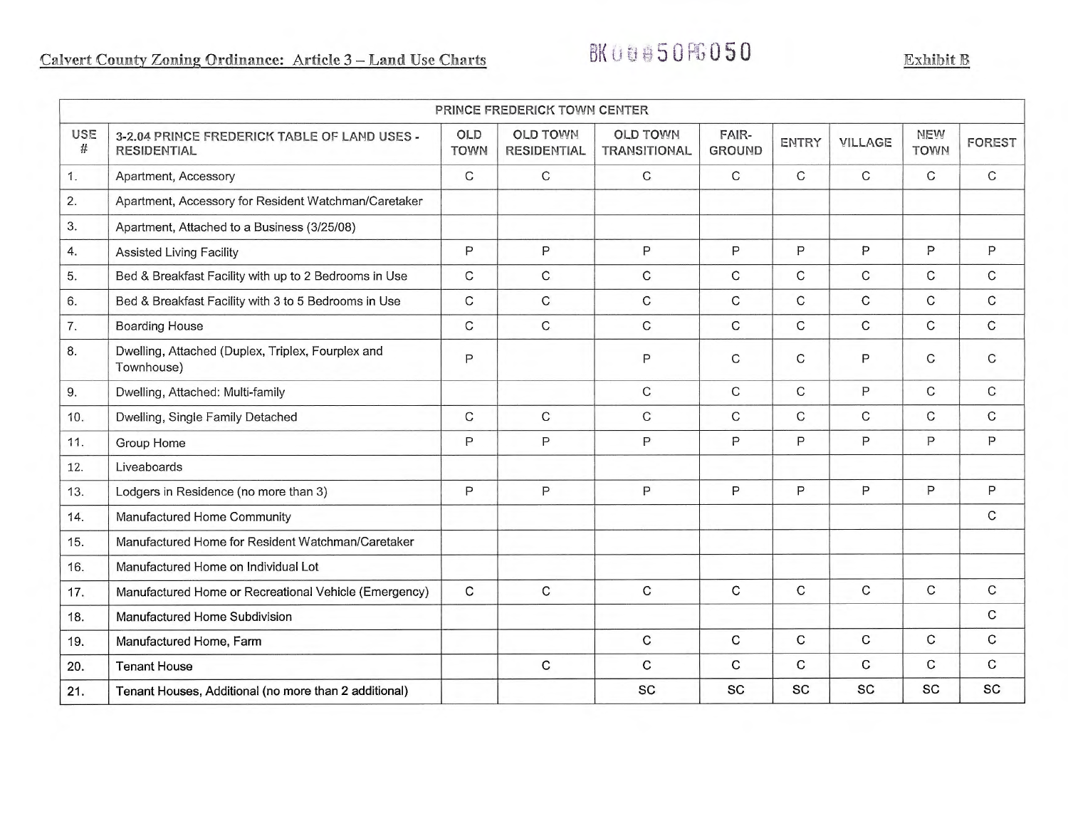Calvert County Zoning Ordinance: Article 3 – Land Use Charts

BK 0050 PG 050

Exhibit B

| PRINCE FREDERICK TOWN CENTER | | | | | | | | | |
|---|---|---|---|---|---|---|---|---|---|
| USE # | 3-2.04 PRINCE FREDERICK TABLE OF LAND USES - RESIDENTIAL | OLD TOWN | OLD TOWN RESIDENTIAL | OLD TOWN TRANSITIONAL | FAIR-GROUND | ENTRY | VILLAGE | NEW TOWN | FOREST |
| 1. | Apartment, Accessory | C | C | C | C | C | C | C | C |
| 2. | Apartment, Accessory for Resident Watchman/Caretaker | | | | | | | | |
| 3. | Apartment, Attached to a Business (3/25/08) | | | | | | | | |
| 4. | Assisted Living Facility | P | P | P | P | P | P | P | P |
| 5. | Bed & Breakfast Facility with up to 2 Bedrooms in Use | C | C | C | C | C | C | C | C |
| 6. | Bed & Breakfast Facility with 3 to 5 Bedrooms in Use | C | C | C | C | C | C | C | C |
| 7. | Boarding House | C | C | C | C | C | C | C | C |
| 8. | Dwelling, Attached (Duplex, Triplex, Fourplex and Townhouse) | P | | P | C | C | P | C | C |
| 9. | Dwelling, Attached: Multi-family | | | C | C | C | P | C | C |
| 10. | Dwelling, Single Family Detached | C | C | C | C | C | C | C | C |
| 11. | Group Home | P | P | P | P | P | P | P | P |
| 12. | Liveaboards | | | | | | | | |
| 13. | Lodgers in Residence (no more than 3) | P | P | P | P | P | P | P | P |
| 14. | Manufactured Home Community | | | | | | | | C |
| 15. | Manufactured Home for Resident Watchman/Caretaker | | | | | | | | |
| 16. | Manufactured Home on Individual Lot | | | | | | | | |
| 17. | Manufactured Home or Recreational Vehicle (Emergency) | C | C | C | C | C | C | C | C |
| 18. | Manufactured Home Subdivision | | | | | | | | C |
| 19. | Manufactured Home, Farm | | | C | C | C | C | C | C |
| 20. | Tenant House | | C | C | C | C | C | C | C |
| 21. | Tenant Houses, Additional (no more than 2 additional) | | | SC | SC | SC | SC | SC | SC |